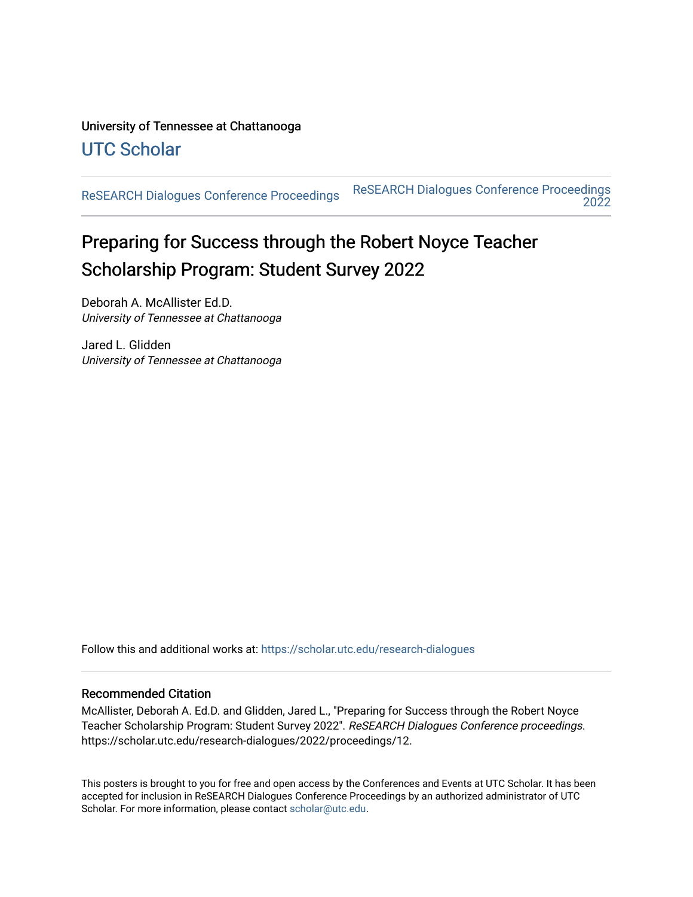University of Tennessee at Chattanooga

## UTC Scholar

ReSEARCH Dialogues Conference Proceedings | ReSEARCH Dialogues Conference Proceedings 2022

# Preparing for Success through the Robert Noyce Teacher Scholarship Program: Student Survey 2022

Deborah A. McAllister Ed.D.
*University of Tennessee at Chattanooga*

Jared L. Glidden
*University of Tennessee at Chattanooga*

Follow this and additional works at: https://scholar.utc.edu/research-dialogues

### Recommended Citation

McAllister, Deborah A. Ed.D. and Glidden, Jared L., "Preparing for Success through the Robert Noyce Teacher Scholarship Program: Student Survey 2022". *ReSEARCH Dialogues Conference proceedings*. https://scholar.utc.edu/research-dialogues/2022/proceedings/12.

This posters is brought to you for free and open access by the Conferences and Events at UTC Scholar. It has been accepted for inclusion in ReSEARCH Dialogues Conference Proceedings by an authorized administrator of UTC Scholar. For more information, please contact scholar@utc.edu.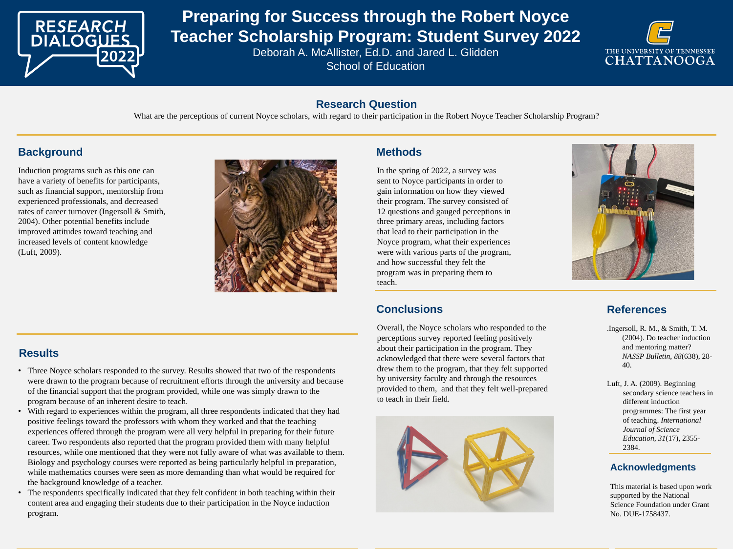# Preparing for Success through the Robert Noyce Teacher Scholarship Program: Student Survey 2022

Deborah A. McAllister, Ed.D. and Jared L. Glidden

School of Education

RESEARCH DIALOGUES 2022

THE UNIVERSITY OF TENNESSEE CHATTANOOGA

## Research Question

What are the perceptions of current Noyce scholars, with regard to their participation in the Robert Noyce Teacher Scholarship Program?

## Background

Induction programs such as this one can have a variety of benefits for participants, such as financial support, mentorship from experienced professionals, and decreased rates of career turnover (Ingersoll & Smith, 2004). Other potential benefits include improved attitudes toward teaching and increased levels of content knowledge (Luft, 2009).

## Results

- Three Noyce scholars responded to the survey. Results showed that two of the respondents were drawn to the program because of recruitment efforts through the university and because of the financial support that the program provided, while one was simply drawn to the program because of an inherent desire to teach.
- With regard to experiences within the program, all three respondents indicated that they had positive feelings toward the professors with whom they worked and that the teaching experiences offered through the program were all very helpful in preparing for their future career. Two respondents also reported that the program provided them with many helpful resources, while one mentioned that they were not fully aware of what was available to them. Biology and psychology courses were reported as being particularly helpful in preparation, while mathematics courses were seen as more demanding than what would be required for the background knowledge of a teacher.
- The respondents specifically indicated that they felt confident in both teaching within their content area and engaging their students due to their participation in the Noyce induction program.

## Methods

In the spring of 2022, a survey was sent to Noyce participants in order to gain information on how they viewed their program. The survey consisted of 12 questions and gauged perceptions in three primary areas, including factors that lead to their participation in the Noyce program, what their experiences were with various parts of the program, and how successful they felt the program was in preparing them to teach.

## Conclusions

Overall, the Noyce scholars who responded to the perceptions survey reported feeling positively about their participation in the program. They acknowledged that there were several factors that drew them to the program, that they felt supported by university faculty and through the resources provided to them, and that they felt well-prepared to teach in their field.

## References

.Ingersoll, R. M., & Smith, T. M. (2004). Do teacher induction and mentoring matter? *NASSP Bulletin, 88*(638), 28-40.

Luft, J. A. (2009). Beginning secondary science teachers in different induction programmes: The first year of teaching. *International Journal of Science Education, 31*(17), 2355-2384.

## Acknowledgments

This material is based upon work supported by the National Science Foundation under Grant No. DUE-1758437.